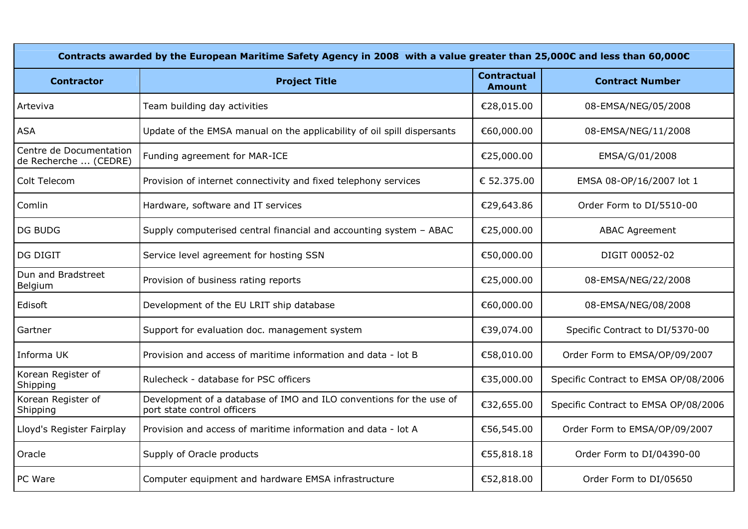| Contracts awarded by the European Maritime Safety Agency in 2008 with a value greater than 25,000€ and less than 60,000€ | | | |
|---|---|---|---|
| **Contractor** | **Project Title** | **Contractual Amount** | **Contract Number** |
| Arteviva | Team building day activities | €28,015.00 | 08-EMSA/NEG/05/2008 |
| ASA | Update of the EMSA manual on the applicability of oil spill dispersants | €60,000.00 | 08-EMSA/NEG/11/2008 |
| Centre de Documentation de Recherche ... (CEDRE) | Funding agreement for MAR-ICE | €25,000.00 | EMSA/G/01/2008 |
| Colt Telecom | Provision of internet connectivity and fixed telephony services | € 52.375.00 | EMSA 08-OP/16/2007 lot 1 |
| Comlin | Hardware, software and IT services | €29,643.86 | Order Form to DI/5510-00 |
| DG BUDG | Supply computerised central financial and accounting system – ABAC | €25,000.00 | ABAC Agreement |
| DG DIGIT | Service level agreement for hosting SSN | €50,000.00 | DIGIT 00052-02 |
| Dun and Bradstreet Belgium | Provision of business rating reports | €25,000.00 | 08-EMSA/NEG/22/2008 |
| Edisoft | Development of the EU LRIT ship database | €60,000.00 | 08-EMSA/NEG/08/2008 |
| Gartner | Support for evaluation doc. management system | €39,074.00 | Specific Contract to DI/5370-00 |
| Informa UK | Provision and access of maritime information and data - lot B | €58,010.00 | Order Form to EMSA/OP/09/2007 |
| Korean Register of Shipping | Rulecheck - database for PSC officers | €35,000.00 | Specific Contract to EMSA OP/08/2006 |
| Korean Register of Shipping | Development of a database of IMO and ILO conventions for the use of port state control officers | €32,655.00 | Specific Contract to EMSA OP/08/2006 |
| Lloyd's Register Fairplay | Provision and access of maritime information and data - lot A | €56,545.00 | Order Form to EMSA/OP/09/2007 |
| Oracle | Supply of Oracle products | €55,818.18 | Order Form to DI/04390-00 |
| PC Ware | Computer equipment and hardware EMSA infrastructure | €52,818.00 | Order Form to DI/05650 |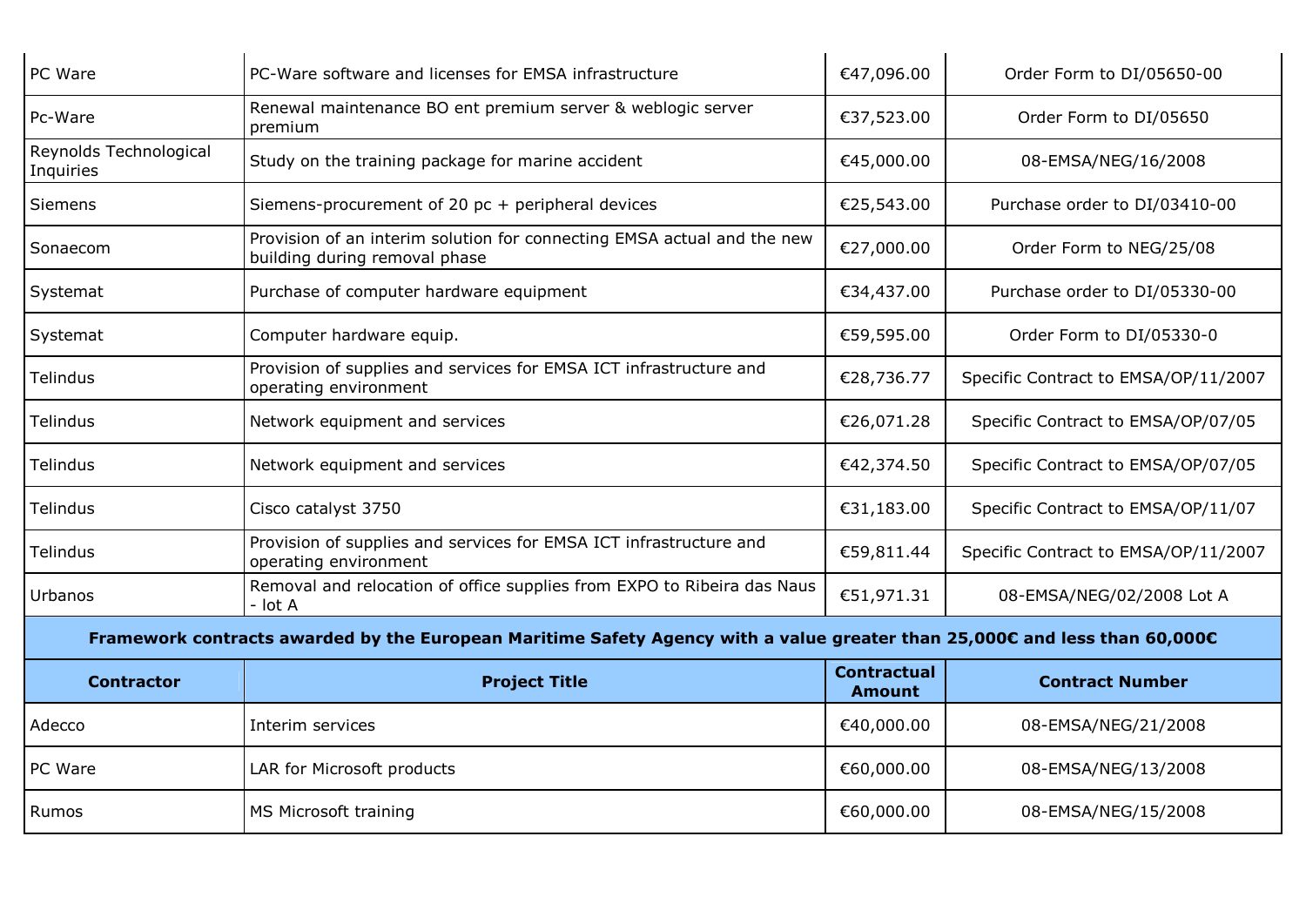| | | | |
|---|---|---|---|
| PC Ware | PC-Ware software and licenses for EMSA infrastructure | €47,096.00 | Order Form to DI/05650-00 |
| Pc-Ware | Renewal maintenance BO ent premium server & weblogic server premium | €37,523.00 | Order Form to DI/05650 |
| Reynolds Technological Inquiries | Study on the training package for marine accident | €45,000.00 | 08-EMSA/NEG/16/2008 |
| Siemens | Siemens-procurement of 20 pc + peripheral devices | €25,543.00 | Purchase order to DI/03410-00 |
| Sonaecom | Provision of an interim solution for connecting EMSA actual and the new building during removal phase | €27,000.00 | Order Form to NEG/25/08 |
| Systemat | Purchase of computer hardware equipment | €34,437.00 | Purchase order to DI/05330-00 |
| Systemat | Computer hardware equip. | €59,595.00 | Order Form to DI/05330-0 |
| Telindus | Provision of supplies and services for EMSA ICT infrastructure and operating environment | €28,736.77 | Specific Contract to EMSA/OP/11/2007 |
| Telindus | Network equipment and services | €26,071.28 | Specific Contract to EMSA/OP/07/05 |
| Telindus | Network equipment and services | €42,374.50 | Specific Contract to EMSA/OP/07/05 |
| Telindus | Cisco catalyst 3750 | €31,183.00 | Specific Contract to EMSA/OP/11/07 |
| Telindus | Provision of supplies and services for EMSA ICT infrastructure and operating environment | €59,811.44 | Specific Contract to EMSA/OP/11/2007 |
| Urbanos | Removal and relocation of office supplies from EXPO to Ribeira das Naus - lot A | €51,971.31 | 08-EMSA/NEG/02/2008 Lot A |

**Framework contracts awarded by the European Maritime Safety Agency with a value greater than 25,000€ and less than 60,000€**

| Contractor | Project Title | Contractual Amount | Contract Number |
|---|---|---|---|
| Adecco | Interim services | €40,000.00 | 08-EMSA/NEG/21/2008 |
| PC Ware | LAR for Microsoft products | €60,000.00 | 08-EMSA/NEG/13/2008 |
| Rumos | MS Microsoft training | €60,000.00 | 08-EMSA/NEG/15/2008 |